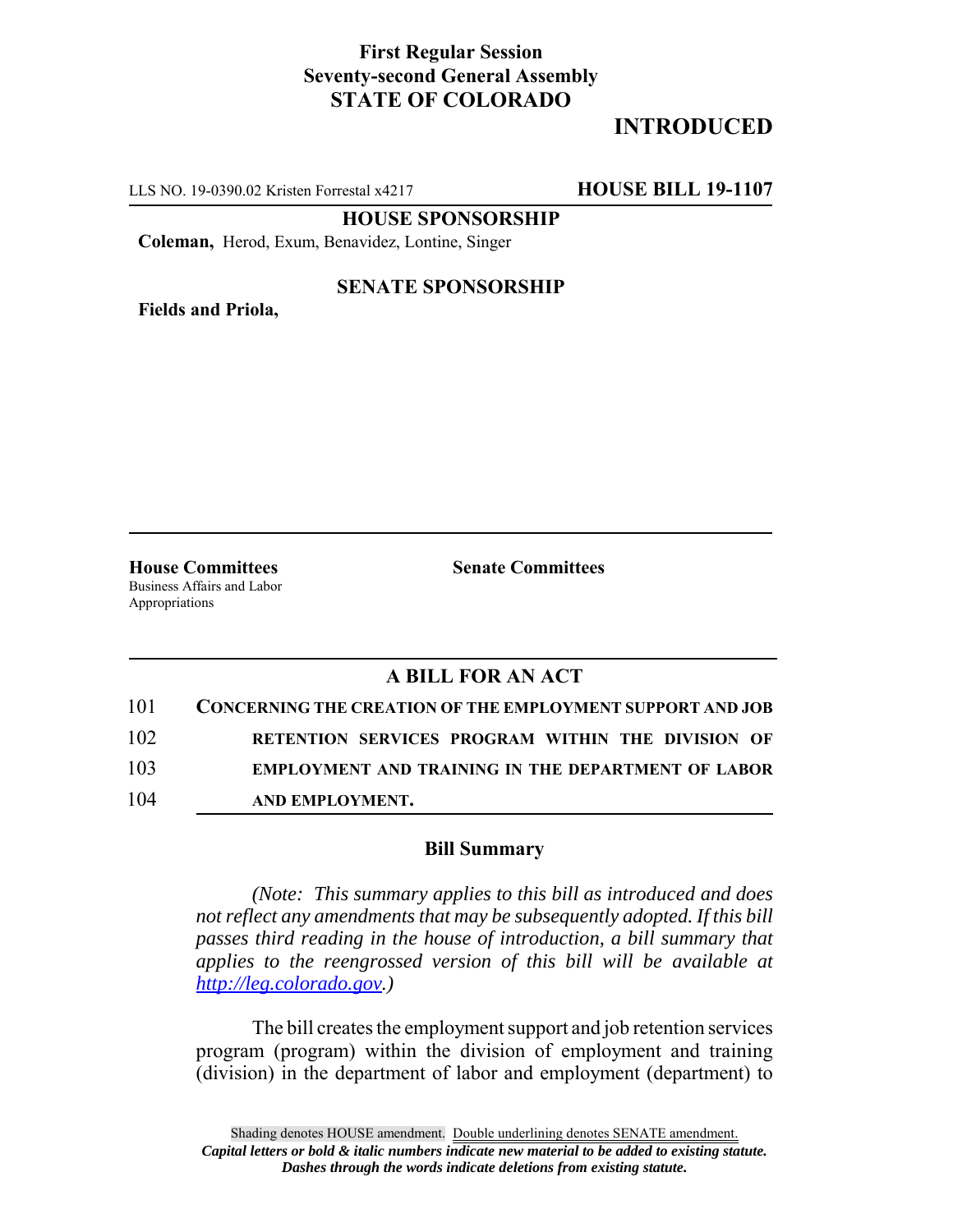**First Regular Session**
**Seventy-second General Assembly**
**STATE OF COLORADO**

**INTRODUCED**

LLS NO. 19-0390.02 Kristen Forrestal x4217 **HOUSE BILL 19-1107**

**HOUSE SPONSORSHIP**

**Coleman,** Herod, Exum, Benavidez, Lontine, Singer

**SENATE SPONSORSHIP**

**Fields and Priola,**

**House Committees**
Business Affairs and Labor
Appropriations

**Senate Committees**

## A BILL FOR AN ACT

101 **CONCERNING THE CREATION OF THE EMPLOYMENT SUPPORT AND JOB**
102 **RETENTION SERVICES PROGRAM WITHIN THE DIVISION OF**
103 **EMPLOYMENT AND TRAINING IN THE DEPARTMENT OF LABOR**
104 **AND EMPLOYMENT.**

### Bill Summary

*(Note: This summary applies to this bill as introduced and does not reflect any amendments that may be subsequently adopted. If this bill passes third reading in the house of introduction, a bill summary that applies to the reengrossed version of this bill will be available at http://leg.colorado.gov.)*

The bill creates the employment support and job retention services program (program) within the division of employment and training (division) in the department of labor and employment (department) to

Shading denotes HOUSE amendment. Double underlining denotes SENATE amendment.
***Capital letters or bold & italic numbers indicate new material to be added to existing statute.***
***Dashes through the words indicate deletions from existing statute.***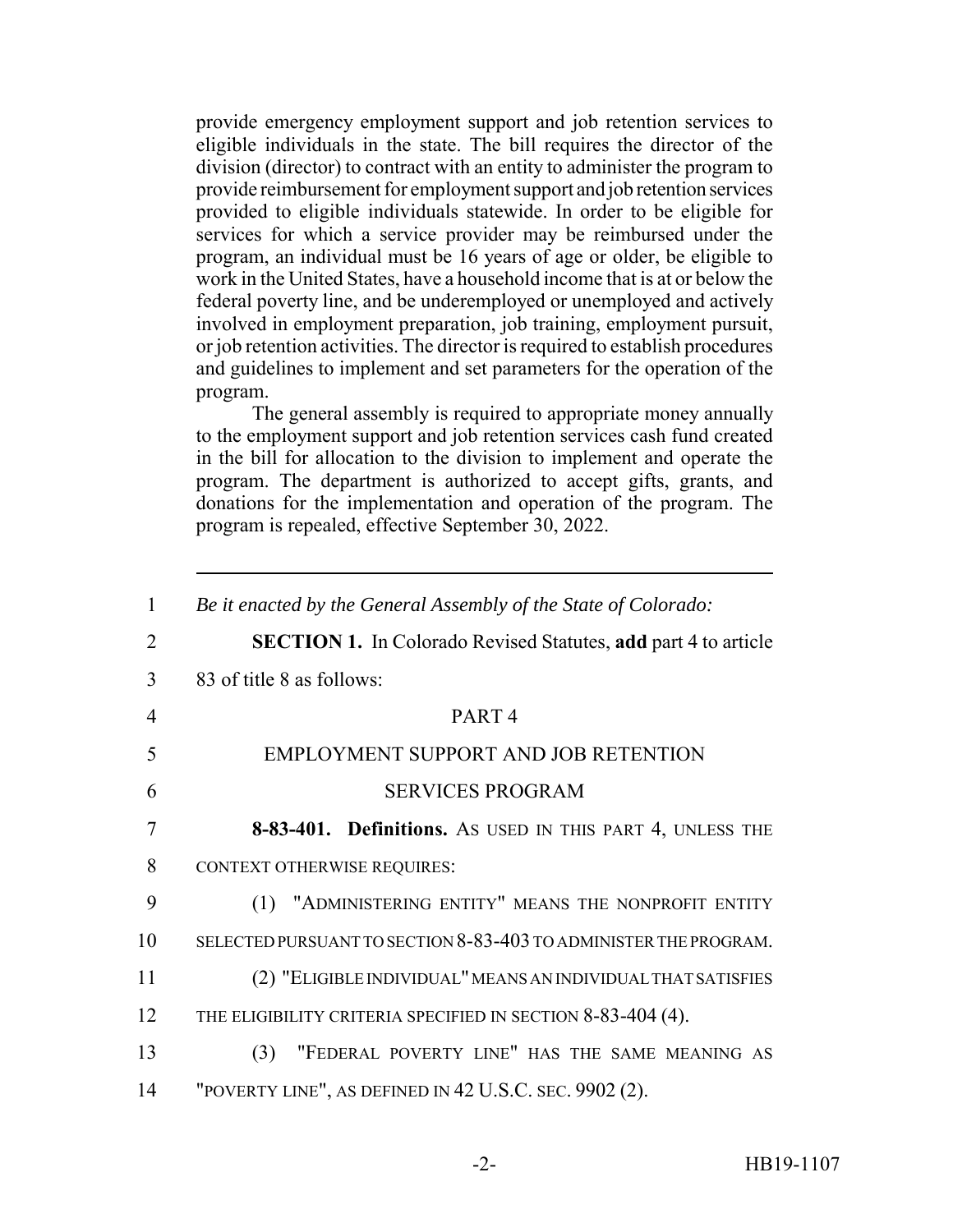provide emergency employment support and job retention services to eligible individuals in the state. The bill requires the director of the division (director) to contract with an entity to administer the program to provide reimbursement for employment support and job retention services provided to eligible individuals statewide. In order to be eligible for services for which a service provider may be reimbursed under the program, an individual must be 16 years of age or older, be eligible to work in the United States, have a household income that is at or below the federal poverty line, and be underemployed or unemployed and actively involved in employment preparation, job training, employment pursuit, or job retention activities. The director is required to establish procedures and guidelines to implement and set parameters for the operation of the program.

The general assembly is required to appropriate money annually to the employment support and job retention services cash fund created in the bill for allocation to the division to implement and operate the program. The department is authorized to accept gifts, grants, and donations for the implementation and operation of the program. The program is repealed, effective September 30, 2022.

---

1 *Be it enacted by the General Assembly of the State of Colorado:*

2 **SECTION 1.** In Colorado Revised Statutes, **add** part 4 to article
3 83 of title 8 as follows:

4 PART 4

5 EMPLOYMENT SUPPORT AND JOB RETENTION

6 SERVICES PROGRAM

7 **8-83-401. Definitions.** AS USED IN THIS PART 4, UNLESS THE
8 CONTEXT OTHERWISE REQUIRES:

9 (1) "ADMINISTERING ENTITY" MEANS THE NONPROFIT ENTITY
10 SELECTED PURSUANT TO SECTION 8-83-403 TO ADMINISTER THE PROGRAM.

11 (2) "ELIGIBLE INDIVIDUAL" MEANS AN INDIVIDUAL THAT SATISFIES
12 THE ELIGIBILITY CRITERIA SPECIFIED IN SECTION 8-83-404 (4).

13 (3) "FEDERAL POVERTY LINE" HAS THE SAME MEANING AS
14 "POVERTY LINE", AS DEFINED IN 42 U.S.C. SEC. 9902 (2).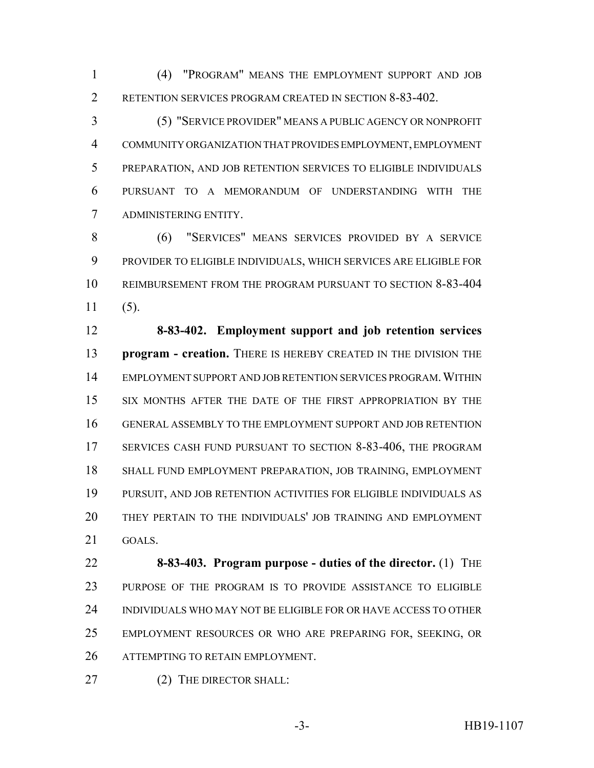(4) "PROGRAM" MEANS THE EMPLOYMENT SUPPORT AND JOB RETENTION SERVICES PROGRAM CREATED IN SECTION 8-83-402.

(5) "SERVICE PROVIDER" MEANS A PUBLIC AGENCY OR NONPROFIT COMMUNITY ORGANIZATION THAT PROVIDES EMPLOYMENT, EMPLOYMENT PREPARATION, AND JOB RETENTION SERVICES TO ELIGIBLE INDIVIDUALS PURSUANT TO A MEMORANDUM OF UNDERSTANDING WITH THE ADMINISTERING ENTITY.

(6) "SERVICES" MEANS SERVICES PROVIDED BY A SERVICE PROVIDER TO ELIGIBLE INDIVIDUALS, WHICH SERVICES ARE ELIGIBLE FOR REIMBURSEMENT FROM THE PROGRAM PURSUANT TO SECTION 8-83-404 (5).

**8-83-402. Employment support and job retention services program - creation.** THERE IS HEREBY CREATED IN THE DIVISION THE EMPLOYMENT SUPPORT AND JOB RETENTION SERVICES PROGRAM. WITHIN SIX MONTHS AFTER THE DATE OF THE FIRST APPROPRIATION BY THE GENERAL ASSEMBLY TO THE EMPLOYMENT SUPPORT AND JOB RETENTION SERVICES CASH FUND PURSUANT TO SECTION 8-83-406, THE PROGRAM SHALL FUND EMPLOYMENT PREPARATION, JOB TRAINING, EMPLOYMENT PURSUIT, AND JOB RETENTION ACTIVITIES FOR ELIGIBLE INDIVIDUALS AS THEY PERTAIN TO THE INDIVIDUALS' JOB TRAINING AND EMPLOYMENT GOALS.

**8-83-403. Program purpose - duties of the director.** (1) THE PURPOSE OF THE PROGRAM IS TO PROVIDE ASSISTANCE TO ELIGIBLE INDIVIDUALS WHO MAY NOT BE ELIGIBLE FOR OR HAVE ACCESS TO OTHER EMPLOYMENT RESOURCES OR WHO ARE PREPARING FOR, SEEKING, OR ATTEMPTING TO RETAIN EMPLOYMENT.

(2) THE DIRECTOR SHALL: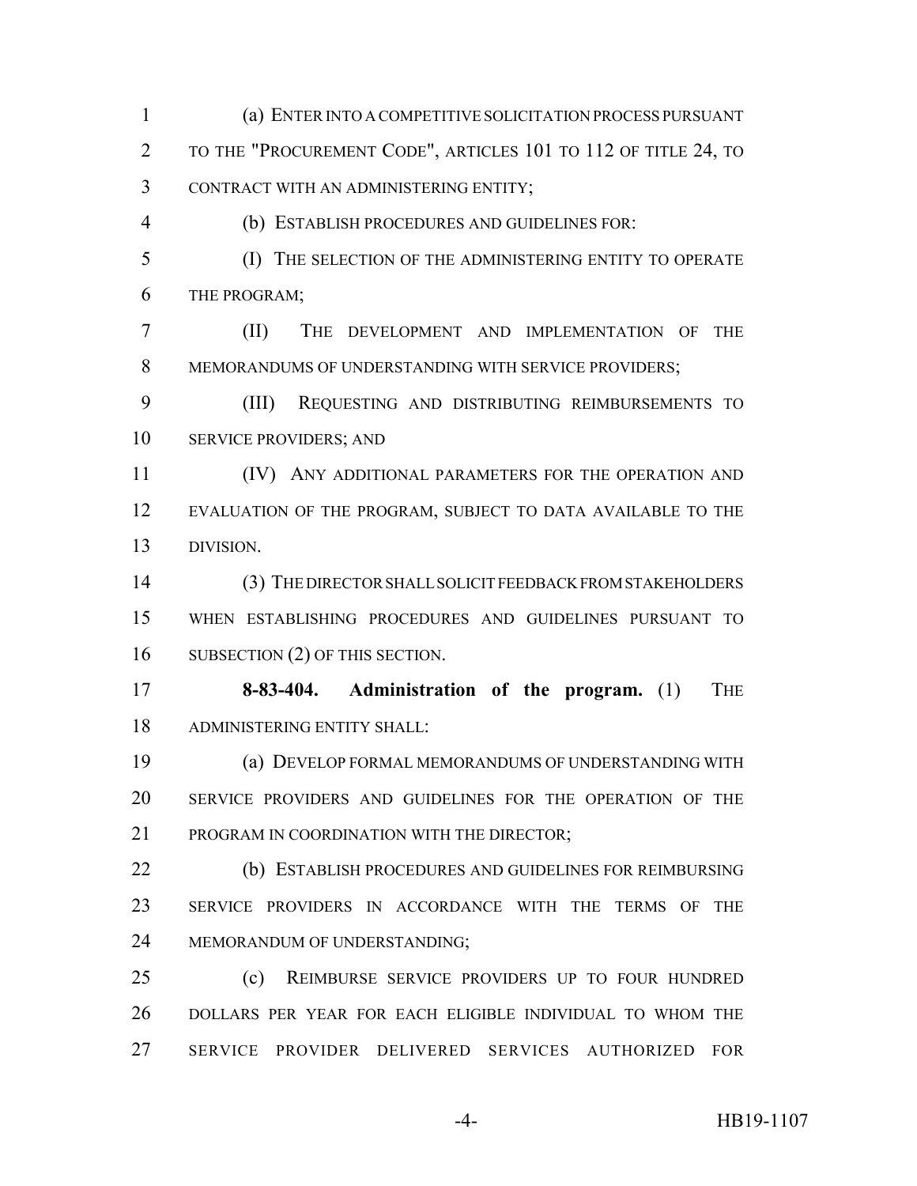(a) ENTER INTO A COMPETITIVE SOLICITATION PROCESS PURSUANT TO THE "PROCUREMENT CODE", ARTICLES 101 TO 112 OF TITLE 24, TO CONTRACT WITH AN ADMINISTERING ENTITY;

(b) ESTABLISH PROCEDURES AND GUIDELINES FOR:

(I) THE SELECTION OF THE ADMINISTERING ENTITY TO OPERATE THE PROGRAM;

(II) THE DEVELOPMENT AND IMPLEMENTATION OF THE MEMORANDUMS OF UNDERSTANDING WITH SERVICE PROVIDERS;

(III) REQUESTING AND DISTRIBUTING REIMBURSEMENTS TO SERVICE PROVIDERS; AND

(IV) ANY ADDITIONAL PARAMETERS FOR THE OPERATION AND EVALUATION OF THE PROGRAM, SUBJECT TO DATA AVAILABLE TO THE DIVISION.

(3) THE DIRECTOR SHALL SOLICIT FEEDBACK FROM STAKEHOLDERS WHEN ESTABLISHING PROCEDURES AND GUIDELINES PURSUANT TO SUBSECTION (2) OF THIS SECTION.

**8-83-404. Administration of the program.** (1) THE ADMINISTERING ENTITY SHALL:

(a) DEVELOP FORMAL MEMORANDUMS OF UNDERSTANDING WITH SERVICE PROVIDERS AND GUIDELINES FOR THE OPERATION OF THE PROGRAM IN COORDINATION WITH THE DIRECTOR;

(b) ESTABLISH PROCEDURES AND GUIDELINES FOR REIMBURSING SERVICE PROVIDERS IN ACCORDANCE WITH THE TERMS OF THE MEMORANDUM OF UNDERSTANDING;

(c) REIMBURSE SERVICE PROVIDERS UP TO FOUR HUNDRED DOLLARS PER YEAR FOR EACH ELIGIBLE INDIVIDUAL TO WHOM THE SERVICE PROVIDER DELIVERED SERVICES AUTHORIZED FOR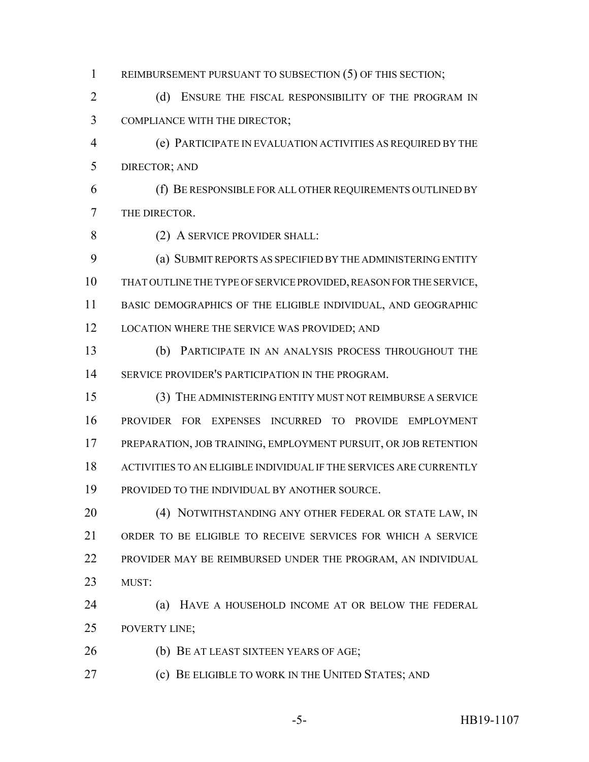REIMBURSEMENT PURSUANT TO SUBSECTION (5) OF THIS SECTION;

(d) ENSURE THE FISCAL RESPONSIBILITY OF THE PROGRAM IN COMPLIANCE WITH THE DIRECTOR;

(e) PARTICIPATE IN EVALUATION ACTIVITIES AS REQUIRED BY THE DIRECTOR; AND

(f) BE RESPONSIBLE FOR ALL OTHER REQUIREMENTS OUTLINED BY THE DIRECTOR.

(2) A SERVICE PROVIDER SHALL:

(a) SUBMIT REPORTS AS SPECIFIED BY THE ADMINISTERING ENTITY THAT OUTLINE THE TYPE OF SERVICE PROVIDED, REASON FOR THE SERVICE, BASIC DEMOGRAPHICS OF THE ELIGIBLE INDIVIDUAL, AND GEOGRAPHIC LOCATION WHERE THE SERVICE WAS PROVIDED; AND

(b) PARTICIPATE IN AN ANALYSIS PROCESS THROUGHOUT THE SERVICE PROVIDER'S PARTICIPATION IN THE PROGRAM.

(3) THE ADMINISTERING ENTITY MUST NOT REIMBURSE A SERVICE PROVIDER FOR EXPENSES INCURRED TO PROVIDE EMPLOYMENT PREPARATION, JOB TRAINING, EMPLOYMENT PURSUIT, OR JOB RETENTION ACTIVITIES TO AN ELIGIBLE INDIVIDUAL IF THE SERVICES ARE CURRENTLY PROVIDED TO THE INDIVIDUAL BY ANOTHER SOURCE.

(4) NOTWITHSTANDING ANY OTHER FEDERAL OR STATE LAW, IN ORDER TO BE ELIGIBLE TO RECEIVE SERVICES FOR WHICH A SERVICE PROVIDER MAY BE REIMBURSED UNDER THE PROGRAM, AN INDIVIDUAL MUST:

(a) HAVE A HOUSEHOLD INCOME AT OR BELOW THE FEDERAL POVERTY LINE;

(b) BE AT LEAST SIXTEEN YEARS OF AGE;

(c) BE ELIGIBLE TO WORK IN THE UNITED STATES; AND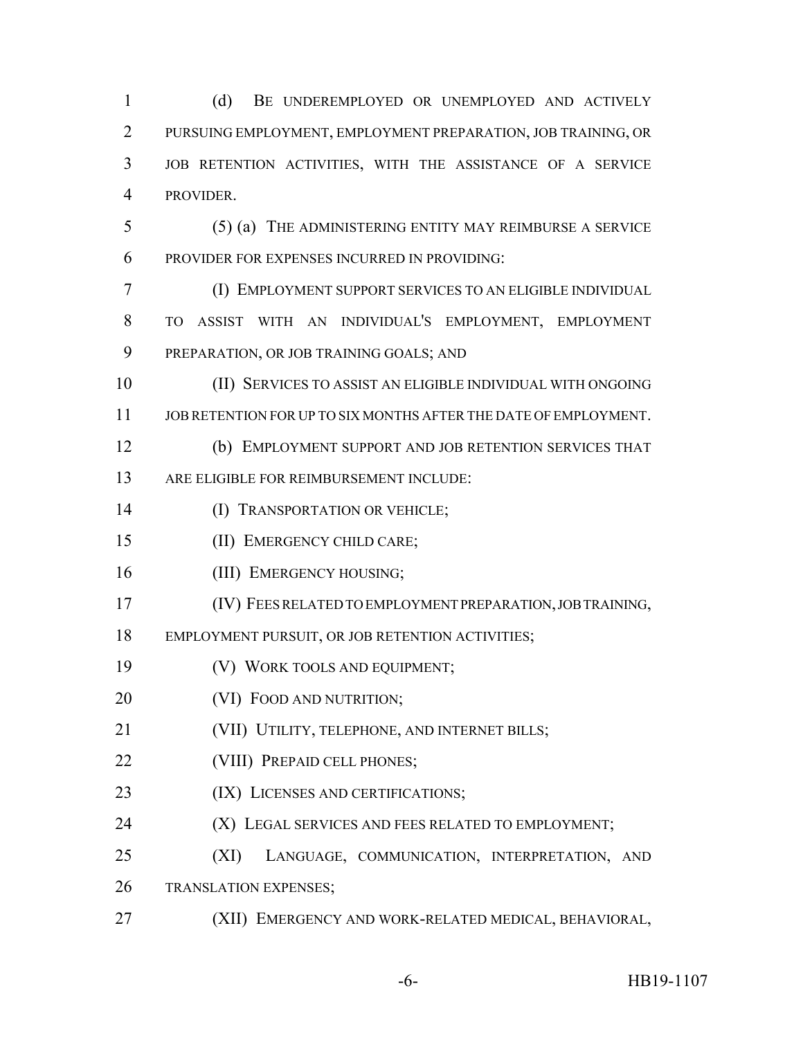(d) BE UNDEREMPLOYED OR UNEMPLOYED AND ACTIVELY PURSUING EMPLOYMENT, EMPLOYMENT PREPARATION, JOB TRAINING, OR JOB RETENTION ACTIVITIES, WITH THE ASSISTANCE OF A SERVICE PROVIDER.

(5) (a) THE ADMINISTERING ENTITY MAY REIMBURSE A SERVICE PROVIDER FOR EXPENSES INCURRED IN PROVIDING:

(I) EMPLOYMENT SUPPORT SERVICES TO AN ELIGIBLE INDIVIDUAL TO ASSIST WITH AN INDIVIDUAL'S EMPLOYMENT, EMPLOYMENT PREPARATION, OR JOB TRAINING GOALS; AND

(II) SERVICES TO ASSIST AN ELIGIBLE INDIVIDUAL WITH ONGOING JOB RETENTION FOR UP TO SIX MONTHS AFTER THE DATE OF EMPLOYMENT.

(b) EMPLOYMENT SUPPORT AND JOB RETENTION SERVICES THAT ARE ELIGIBLE FOR REIMBURSEMENT INCLUDE:

(I) TRANSPORTATION OR VEHICLE;

(II) EMERGENCY CHILD CARE;

(III) EMERGENCY HOUSING;

(IV) FEES RELATED TO EMPLOYMENT PREPARATION, JOB TRAINING, EMPLOYMENT PURSUIT, OR JOB RETENTION ACTIVITIES;

(V) WORK TOOLS AND EQUIPMENT;

(VI) FOOD AND NUTRITION;

(VII) UTILITY, TELEPHONE, AND INTERNET BILLS;

(VIII) PREPAID CELL PHONES;

(IX) LICENSES AND CERTIFICATIONS;

(X) LEGAL SERVICES AND FEES RELATED TO EMPLOYMENT;

(XI) LANGUAGE, COMMUNICATION, INTERPRETATION, AND TRANSLATION EXPENSES;

(XII) EMERGENCY AND WORK-RELATED MEDICAL, BEHAVIORAL,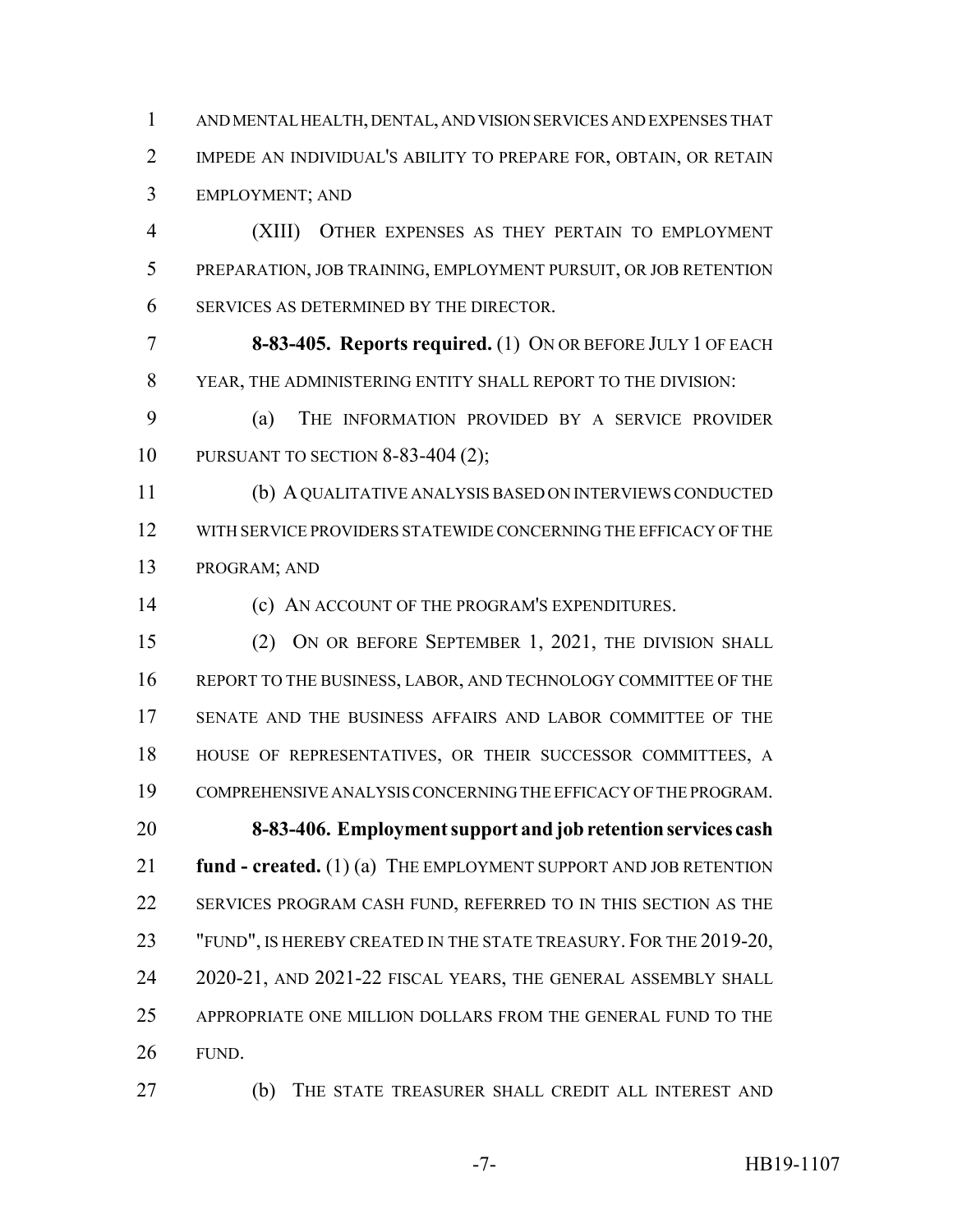AND MENTAL HEALTH, DENTAL, AND VISION SERVICES AND EXPENSES THAT IMPEDE AN INDIVIDUAL'S ABILITY TO PREPARE FOR, OBTAIN, OR RETAIN EMPLOYMENT; AND

(XIII) OTHER EXPENSES AS THEY PERTAIN TO EMPLOYMENT PREPARATION, JOB TRAINING, EMPLOYMENT PURSUIT, OR JOB RETENTION SERVICES AS DETERMINED BY THE DIRECTOR.

**8-83-405. Reports required.** (1) ON OR BEFORE JULY 1 OF EACH YEAR, THE ADMINISTERING ENTITY SHALL REPORT TO THE DIVISION:

(a) THE INFORMATION PROVIDED BY A SERVICE PROVIDER PURSUANT TO SECTION 8-83-404 (2);

(b) A QUALITATIVE ANALYSIS BASED ON INTERVIEWS CONDUCTED WITH SERVICE PROVIDERS STATEWIDE CONCERNING THE EFFICACY OF THE PROGRAM; AND

(c) AN ACCOUNT OF THE PROGRAM'S EXPENDITURES.

(2) ON OR BEFORE SEPTEMBER 1, 2021, THE DIVISION SHALL REPORT TO THE BUSINESS, LABOR, AND TECHNOLOGY COMMITTEE OF THE SENATE AND THE BUSINESS AFFAIRS AND LABOR COMMITTEE OF THE HOUSE OF REPRESENTATIVES, OR THEIR SUCCESSOR COMMITTEES, A COMPREHENSIVE ANALYSIS CONCERNING THE EFFICACY OF THE PROGRAM.

**8-83-406. Employment support and job retention services cash fund - created.** (1) (a) THE EMPLOYMENT SUPPORT AND JOB RETENTION SERVICES PROGRAM CASH FUND, REFERRED TO IN THIS SECTION AS THE "FUND", IS HEREBY CREATED IN THE STATE TREASURY. FOR THE 2019-20, 2020-21, AND 2021-22 FISCAL YEARS, THE GENERAL ASSEMBLY SHALL APPROPRIATE ONE MILLION DOLLARS FROM THE GENERAL FUND TO THE FUND.

(b) THE STATE TREASURER SHALL CREDIT ALL INTEREST AND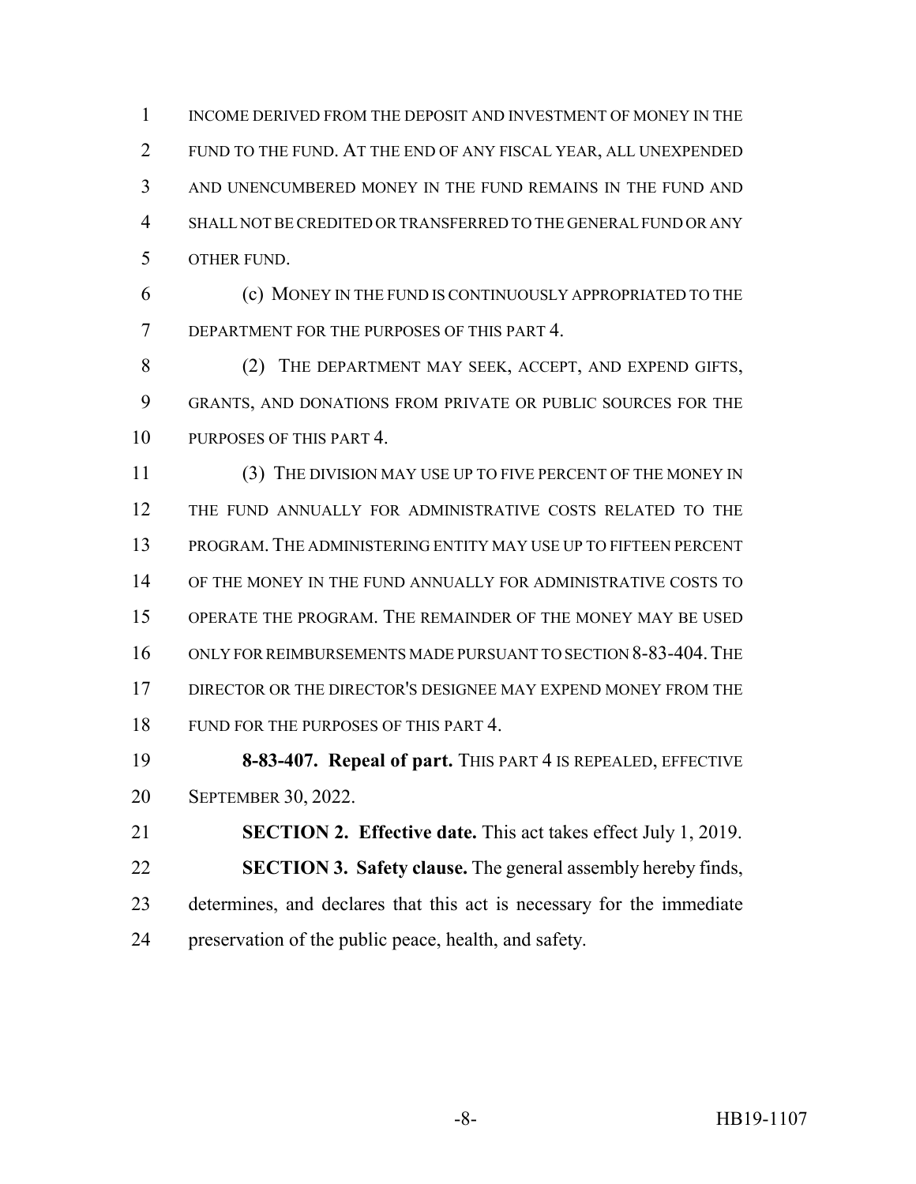INCOME DERIVED FROM THE DEPOSIT AND INVESTMENT OF MONEY IN THE FUND TO THE FUND. AT THE END OF ANY FISCAL YEAR, ALL UNEXPENDED AND UNENCUMBERED MONEY IN THE FUND REMAINS IN THE FUND AND SHALL NOT BE CREDITED OR TRANSFERRED TO THE GENERAL FUND OR ANY OTHER FUND.

(c) MONEY IN THE FUND IS CONTINUOUSLY APPROPRIATED TO THE DEPARTMENT FOR THE PURPOSES OF THIS PART 4.

(2) THE DEPARTMENT MAY SEEK, ACCEPT, AND EXPEND GIFTS, GRANTS, AND DONATIONS FROM PRIVATE OR PUBLIC SOURCES FOR THE PURPOSES OF THIS PART 4.

(3) THE DIVISION MAY USE UP TO FIVE PERCENT OF THE MONEY IN THE FUND ANNUALLY FOR ADMINISTRATIVE COSTS RELATED TO THE PROGRAM. THE ADMINISTERING ENTITY MAY USE UP TO FIFTEEN PERCENT OF THE MONEY IN THE FUND ANNUALLY FOR ADMINISTRATIVE COSTS TO OPERATE THE PROGRAM. THE REMAINDER OF THE MONEY MAY BE USED ONLY FOR REIMBURSEMENTS MADE PURSUANT TO SECTION 8-83-404. THE DIRECTOR OR THE DIRECTOR'S DESIGNEE MAY EXPEND MONEY FROM THE FUND FOR THE PURPOSES OF THIS PART 4.

**8-83-407. Repeal of part.** THIS PART 4 IS REPEALED, EFFECTIVE SEPTEMBER 30, 2022.

**SECTION 2. Effective date.** This act takes effect July 1, 2019.

**SECTION 3. Safety clause.** The general assembly hereby finds, determines, and declares that this act is necessary for the immediate preservation of the public peace, health, and safety.